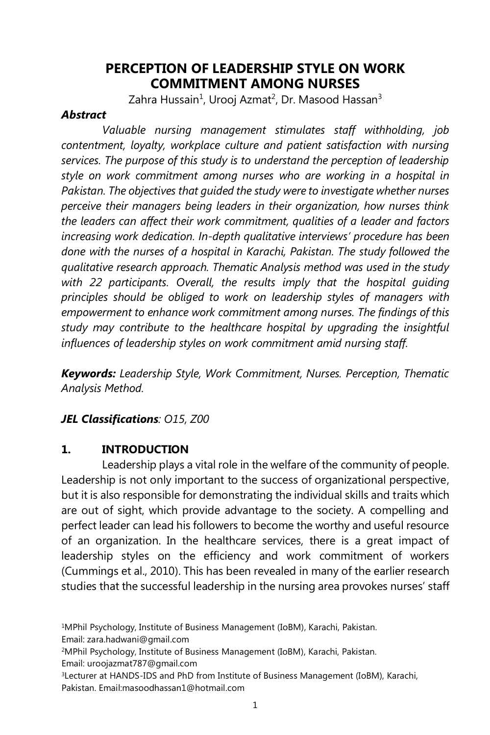# PERCEPTION OF LEADERSHIP STYLE ON WORK COMMITMENT AMONG NURSES

Zahra Hussain[1], Urooj Azmat[2], Dr. Masood Hassan[3]

***Abstract***

*Valuable nursing management stimulates staff withholding, job contentment, loyalty, workplace culture and patient satisfaction with nursing services. The purpose of this study is to understand the perception of leadership style on work commitment among nurses who are working in a hospital in Pakistan. The objectives that guided the study were to investigate whether nurses perceive their managers being leaders in their organization, how nurses think the leaders can affect their work commitment, qualities of a leader and factors increasing work dedication. In-depth qualitative interviews' procedure has been done with the nurses of a hospital in Karachi, Pakistan. The study followed the qualitative research approach. Thematic Analysis method was used in the study with 22 participants. Overall, the results imply that the hospital guiding principles should be obliged to work on leadership styles of managers with empowerment to enhance work commitment among nurses. The findings of this study may contribute to the healthcare hospital by upgrading the insightful influences of leadership styles on work commitment amid nursing staff.*

***Keywords:*** *Leadership Style, Work Commitment, Nurses. Perception, Thematic Analysis Method.*

***JEL Classifications****: O15, Z00*

## 1. INTRODUCTION

Leadership plays a vital role in the welfare of the community of people. Leadership is not only important to the success of organizational perspective, but it is also responsible for demonstrating the individual skills and traits which are out of sight, which provide advantage to the society. A compelling and perfect leader can lead his followers to become the worthy and useful resource of an organization. In the healthcare services, there is a great impact of leadership styles on the efficiency and work commitment of workers (Cummings et al., 2010). This has been revealed in many of the earlier research studies that the successful leadership in the nursing area provokes nurses' staff

---

[1]MPhil Psychology, Institute of Business Management (IoBM), Karachi, Pakistan. Email: zara.hadwani@gmail.com

[2]MPhil Psychology, Institute of Business Management (IoBM), Karachi, Pakistan. Email: uroojazmat787@gmail.com

[3]Lecturer at HANDS-IDS and PhD from Institute of Business Management (IoBM), Karachi, Pakistan. Email:masoodhassan1@hotmail.com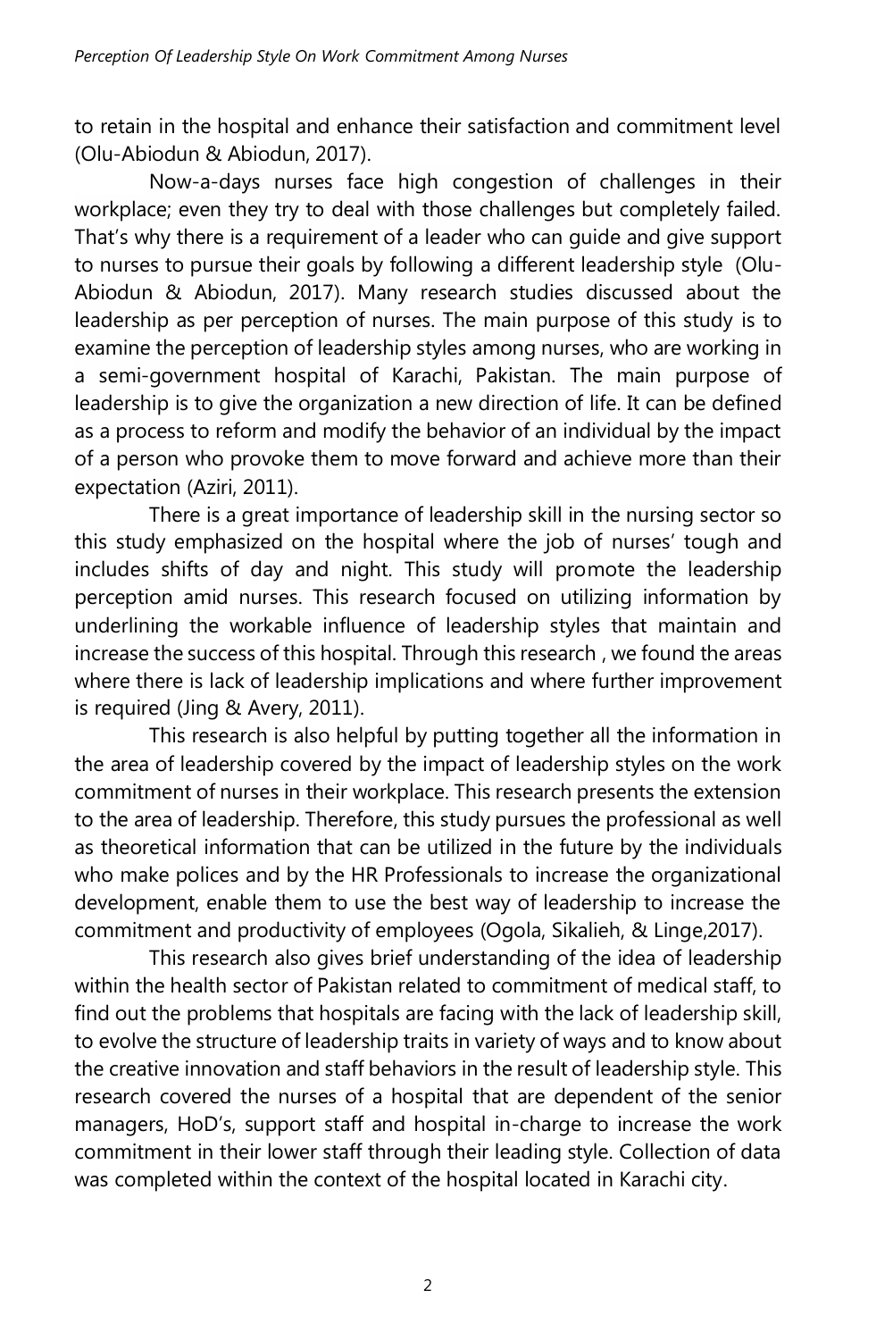to retain in the hospital and enhance their satisfaction and commitment level (Olu-Abiodun & Abiodun, 2017).

Now-a-days nurses face high congestion of challenges in their workplace; even they try to deal with those challenges but completely failed. That's why there is a requirement of a leader who can guide and give support to nurses to pursue their goals by following a different leadership style (Olu-Abiodun & Abiodun, 2017). Many research studies discussed about the leadership as per perception of nurses. The main purpose of this study is to examine the perception of leadership styles among nurses, who are working in a semi-government hospital of Karachi, Pakistan. The main purpose of leadership is to give the organization a new direction of life. It can be defined as a process to reform and modify the behavior of an individual by the impact of a person who provoke them to move forward and achieve more than their expectation (Aziri, 2011).

There is a great importance of leadership skill in the nursing sector so this study emphasized on the hospital where the job of nurses' tough and includes shifts of day and night. This study will promote the leadership perception amid nurses. This research focused on utilizing information by underlining the workable influence of leadership styles that maintain and increase the success of this hospital. Through this research , we found the areas where there is lack of leadership implications and where further improvement is required (Jing & Avery, 2011).

This research is also helpful by putting together all the information in the area of leadership covered by the impact of leadership styles on the work commitment of nurses in their workplace. This research presents the extension to the area of leadership. Therefore, this study pursues the professional as well as theoretical information that can be utilized in the future by the individuals who make polices and by the HR Professionals to increase the organizational development, enable them to use the best way of leadership to increase the commitment and productivity of employees (Ogola, Sikalieh, & Linge,2017).

This research also gives brief understanding of the idea of leadership within the health sector of Pakistan related to commitment of medical staff, to find out the problems that hospitals are facing with the lack of leadership skill, to evolve the structure of leadership traits in variety of ways and to know about the creative innovation and staff behaviors in the result of leadership style. This research covered the nurses of a hospital that are dependent of the senior managers, HoD's, support staff and hospital in-charge to increase the work commitment in their lower staff through their leading style. Collection of data was completed within the context of the hospital located in Karachi city.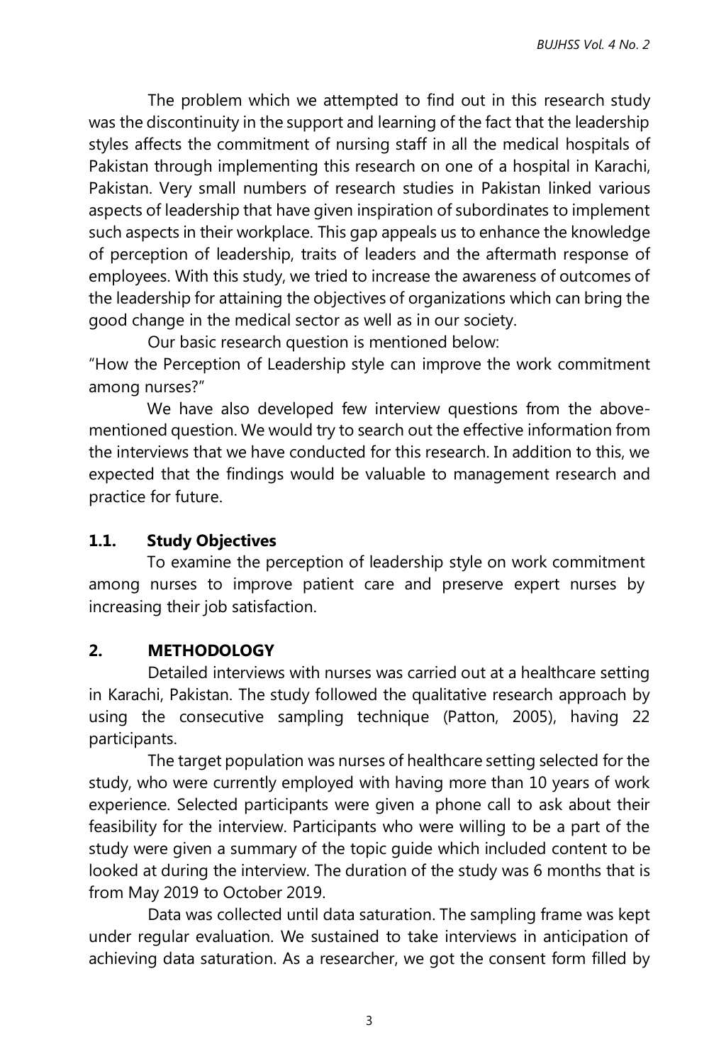The problem which we attempted to find out in this research study was the discontinuity in the support and learning of the fact that the leadership styles affects the commitment of nursing staff in all the medical hospitals of Pakistan through implementing this research on one of a hospital in Karachi, Pakistan. Very small numbers of research studies in Pakistan linked various aspects of leadership that have given inspiration of subordinates to implement such aspects in their workplace. This gap appeals us to enhance the knowledge of perception of leadership, traits of leaders and the aftermath response of employees. With this study, we tried to increase the awareness of outcomes of the leadership for attaining the objectives of organizations which can bring the good change in the medical sector as well as in our society.

Our basic research question is mentioned below:

"How the Perception of Leadership style can improve the work commitment among nurses?"

We have also developed few interview questions from the above-mentioned question. We would try to search out the effective information from the interviews that we have conducted for this research. In addition to this, we expected that the findings would be valuable to management research and practice for future.

### 1.1. Study Objectives

To examine the perception of leadership style on work commitment among nurses to improve patient care and preserve expert nurses by increasing their job satisfaction.

## 2. METHODOLOGY

Detailed interviews with nurses was carried out at a healthcare setting in Karachi, Pakistan. The study followed the qualitative research approach by using the consecutive sampling technique (Patton, 2005), having 22 participants.

The target population was nurses of healthcare setting selected for the study, who were currently employed with having more than 10 years of work experience. Selected participants were given a phone call to ask about their feasibility for the interview. Participants who were willing to be a part of the study were given a summary of the topic guide which included content to be looked at during the interview. The duration of the study was 6 months that is from May 2019 to October 2019.

Data was collected until data saturation. The sampling frame was kept under regular evaluation. We sustained to take interviews in anticipation of achieving data saturation. As a researcher, we got the consent form filled by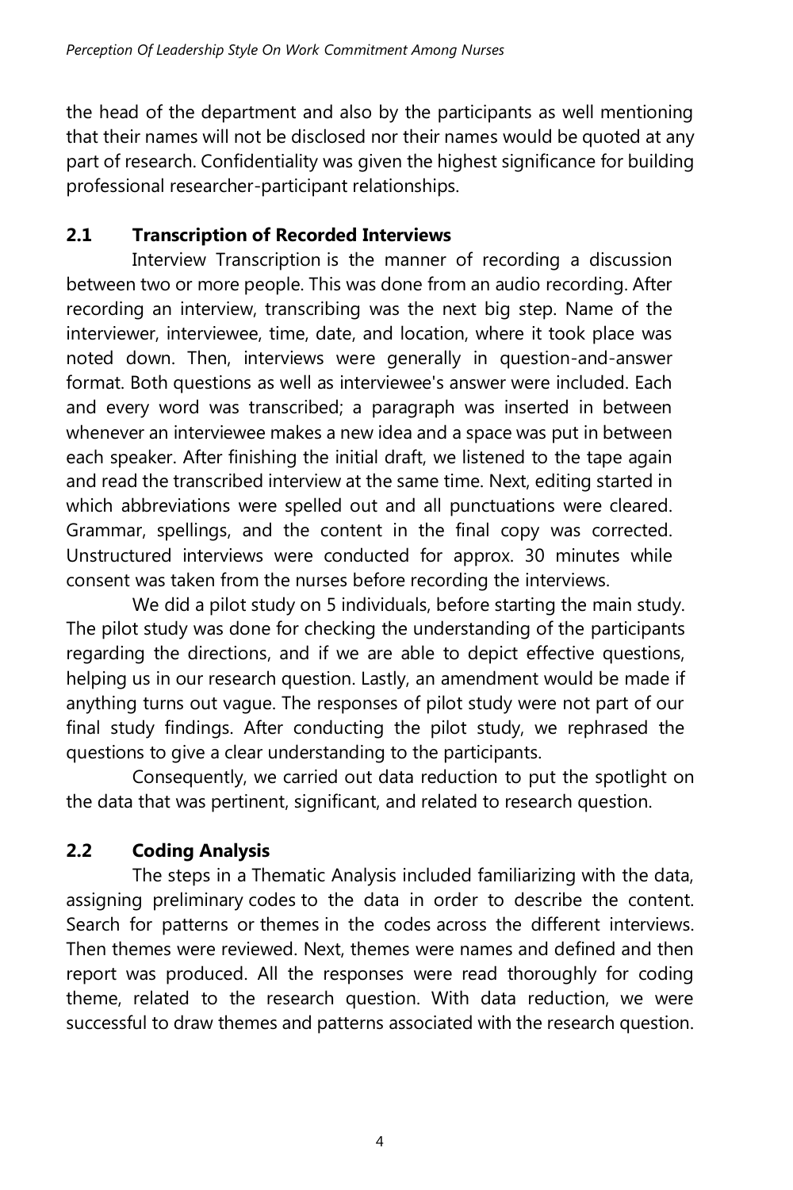the head of the department and also by the participants as well mentioning that their names will not be disclosed nor their names would be quoted at any part of research. Confidentiality was given the highest significance for building professional researcher-participant relationships.

## 2.1 Transcription of Recorded Interviews

Interview Transcription is the manner of recording a discussion between two or more people. This was done from an audio recording. After recording an interview, transcribing was the next big step. Name of the interviewer, interviewee, time, date, and location, where it took place was noted down. Then, interviews were generally in question-and-answer format. Both questions as well as interviewee's answer were included. Each and every word was transcribed; a paragraph was inserted in between whenever an interviewee makes a new idea and a space was put in between each speaker. After finishing the initial draft, we listened to the tape again and read the transcribed interview at the same time. Next, editing started in which abbreviations were spelled out and all punctuations were cleared. Grammar, spellings, and the content in the final copy was corrected. Unstructured interviews were conducted for approx. 30 minutes while consent was taken from the nurses before recording the interviews.

We did a pilot study on 5 individuals, before starting the main study. The pilot study was done for checking the understanding of the participants regarding the directions, and if we are able to depict effective questions, helping us in our research question. Lastly, an amendment would be made if anything turns out vague. The responses of pilot study were not part of our final study findings. After conducting the pilot study, we rephrased the questions to give a clear understanding to the participants.

Consequently, we carried out data reduction to put the spotlight on the data that was pertinent, significant, and related to research question.

## 2.2 Coding Analysis

The steps in a Thematic Analysis included familiarizing with the data, assigning preliminary codes to the data in order to describe the content. Search for patterns or themes in the codes across the different interviews. Then themes were reviewed. Next, themes were names and defined and then report was produced. All the responses were read thoroughly for coding theme, related to the research question. With data reduction, we were successful to draw themes and patterns associated with the research question.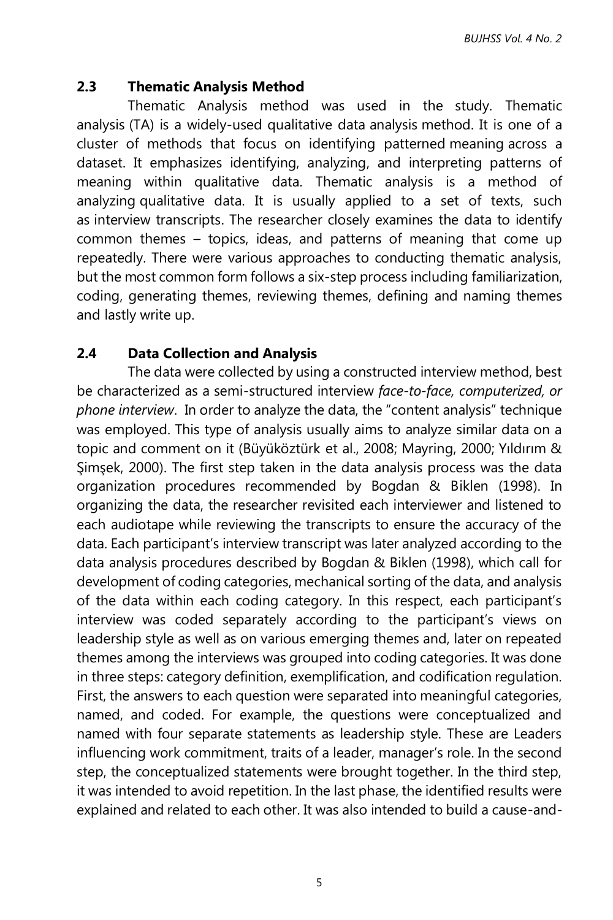### 2.3 Thematic Analysis Method

Thematic Analysis method was used in the study. Thematic analysis (TA) is a widely-used qualitative data analysis method. It is one of a cluster of methods that focus on identifying patterned meaning across a dataset. It emphasizes identifying, analyzing, and interpreting patterns of meaning within qualitative data. Thematic analysis is a method of analyzing qualitative data. It is usually applied to a set of texts, such as interview transcripts. The researcher closely examines the data to identify common themes – topics, ideas, and patterns of meaning that come up repeatedly. There were various approaches to conducting thematic analysis, but the most common form follows a six-step process including familiarization, coding, generating themes, reviewing themes, defining and naming themes and lastly write up.

### 2.4 Data Collection and Analysis

The data were collected by using a constructed interview method, best be characterized as a semi-structured interview *face-to-face, computerized, or phone interview*. In order to analyze the data, the "content analysis" technique was employed. This type of analysis usually aims to analyze similar data on a topic and comment on it (Büyüköztürk et al., 2008; Mayring, 2000; Yıldırım & Şimşek, 2000). The first step taken in the data analysis process was the data organization procedures recommended by Bogdan & Biklen (1998). In organizing the data, the researcher revisited each interviewer and listened to each audiotape while reviewing the transcripts to ensure the accuracy of the data. Each participant's interview transcript was later analyzed according to the data analysis procedures described by Bogdan & Biklen (1998), which call for development of coding categories, mechanical sorting of the data, and analysis of the data within each coding category. In this respect, each participant's interview was coded separately according to the participant's views on leadership style as well as on various emerging themes and, later on repeated themes among the interviews was grouped into coding categories. It was done in three steps: category definition, exemplification, and codification regulation. First, the answers to each question were separated into meaningful categories, named, and coded. For example, the questions were conceptualized and named with four separate statements as leadership style. These are Leaders influencing work commitment, traits of a leader, manager's role. In the second step, the conceptualized statements were brought together. In the third step, it was intended to avoid repetition. In the last phase, the identified results were explained and related to each other. It was also intended to build a cause-and-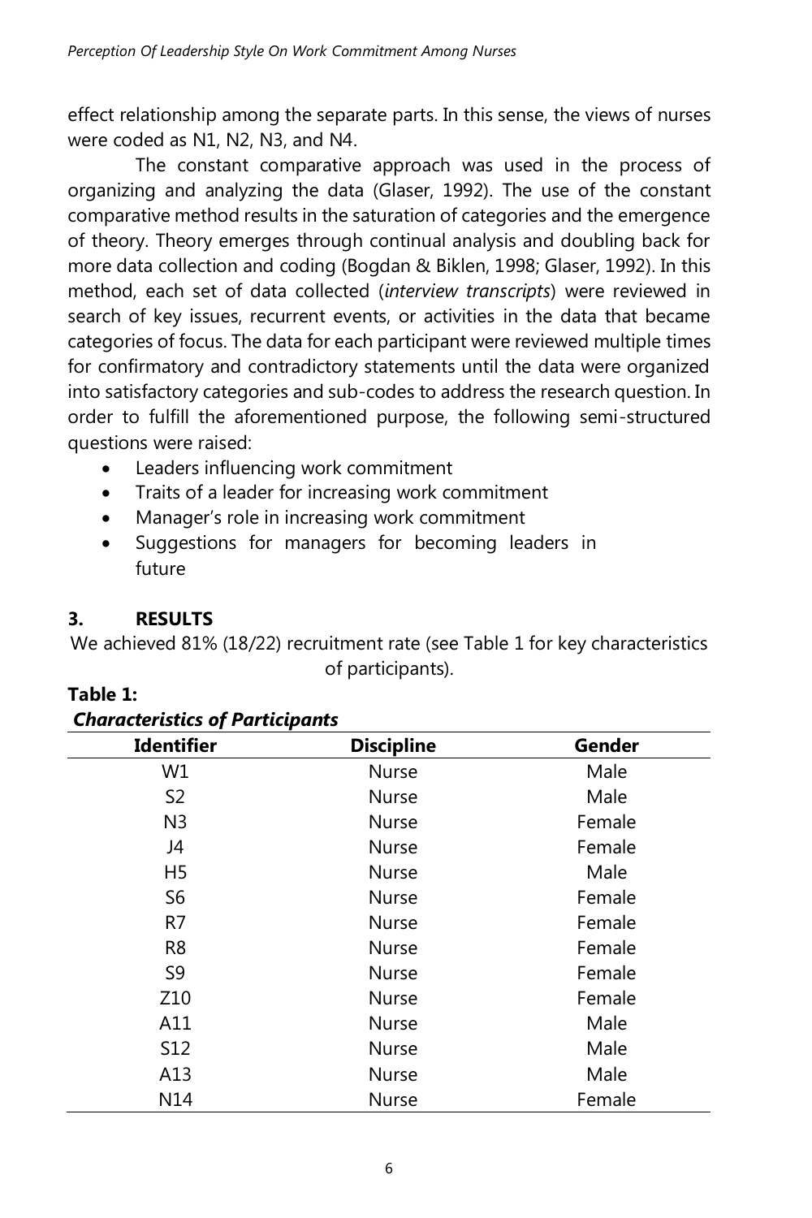effect relationship among the separate parts. In this sense, the views of nurses were coded as N1, N2, N3, and N4.

The constant comparative approach was used in the process of organizing and analyzing the data (Glaser, 1992). The use of the constant comparative method results in the saturation of categories and the emergence of theory. Theory emerges through continual analysis and doubling back for more data collection and coding (Bogdan & Biklen, 1998; Glaser, 1992). In this method, each set of data collected (*interview transcripts*) were reviewed in search of key issues, recurrent events, or activities in the data that became categories of focus. The data for each participant were reviewed multiple times for confirmatory and contradictory statements until the data were organized into satisfactory categories and sub-codes to address the research question. In order to fulfill the aforementioned purpose, the following semi-structured questions were raised:

- Leaders influencing work commitment
- Traits of a leader for increasing work commitment
- Manager's role in increasing work commitment
- Suggestions for managers for becoming leaders in future

## 3. RESULTS

We achieved 81% (18/22) recruitment rate (see Table 1 for key characteristics of participants).

**Table 1:**
***Characteristics of Participants***

| Identifier | Discipline | Gender |
|---|---|---|
| W1 | Nurse | Male |
| S2 | Nurse | Male |
| N3 | Nurse | Female |
| J4 | Nurse | Female |
| H5 | Nurse | Male |
| S6 | Nurse | Female |
| R7 | Nurse | Female |
| R8 | Nurse | Female |
| S9 | Nurse | Female |
| Z10 | Nurse | Female |
| A11 | Nurse | Male |
| S12 | Nurse | Male |
| A13 | Nurse | Male |
| N14 | Nurse | Female |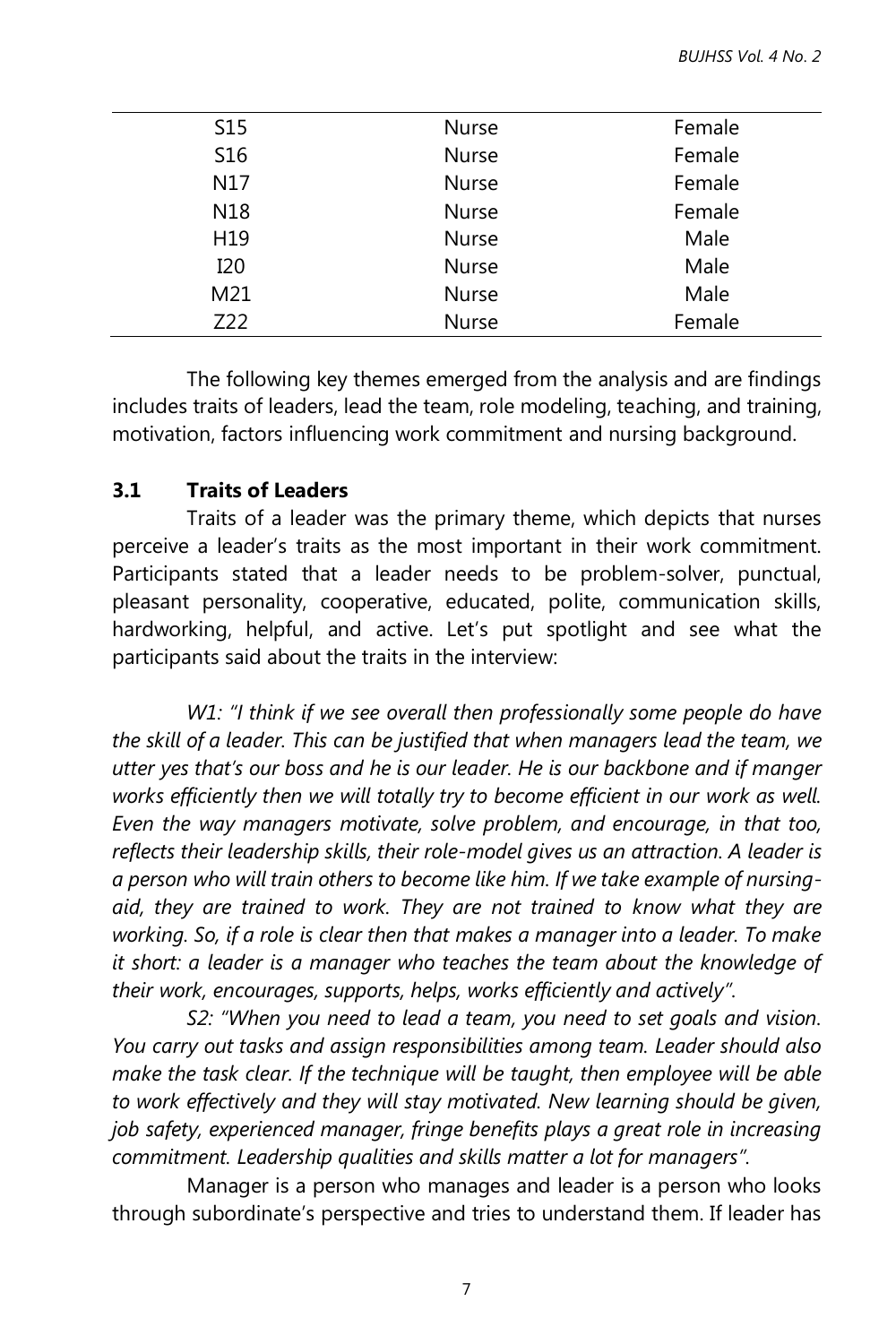| S15 | Nurse | Female |
|---|---|---|
| S16 | Nurse | Female |
| N17 | Nurse | Female |
| N18 | Nurse | Female |
| H19 | Nurse | Male |
| I20 | Nurse | Male |
| M21 | Nurse | Male |
| Z22 | Nurse | Female |

The following key themes emerged from the analysis and are findings includes traits of leaders, lead the team, role modeling, teaching, and training, motivation, factors influencing work commitment and nursing background.

### 3.1 Traits of Leaders

Traits of a leader was the primary theme, which depicts that nurses perceive a leader's traits as the most important in their work commitment. Participants stated that a leader needs to be problem-solver, punctual, pleasant personality, cooperative, educated, polite, communication skills, hardworking, helpful, and active. Let's put spotlight and see what the participants said about the traits in the interview:

*W1: "I think if we see overall then professionally some people do have the skill of a leader. This can be justified that when managers lead the team, we utter yes that's our boss and he is our leader. He is our backbone and if manger works efficiently then we will totally try to become efficient in our work as well. Even the way managers motivate, solve problem, and encourage, in that too, reflects their leadership skills, their role-model gives us an attraction. A leader is a person who will train others to become like him. If we take example of nursing-aid, they are trained to work. They are not trained to know what they are working. So, if a role is clear then that makes a manager into a leader. To make it short: a leader is a manager who teaches the team about the knowledge of their work, encourages, supports, helps, works efficiently and actively".*

*S2: "When you need to lead a team, you need to set goals and vision. You carry out tasks and assign responsibilities among team. Leader should also make the task clear. If the technique will be taught, then employee will be able to work effectively and they will stay motivated. New learning should be given, job safety, experienced manager, fringe benefits plays a great role in increasing commitment. Leadership qualities and skills matter a lot for managers".*

Manager is a person who manages and leader is a person who looks through subordinate's perspective and tries to understand them. If leader has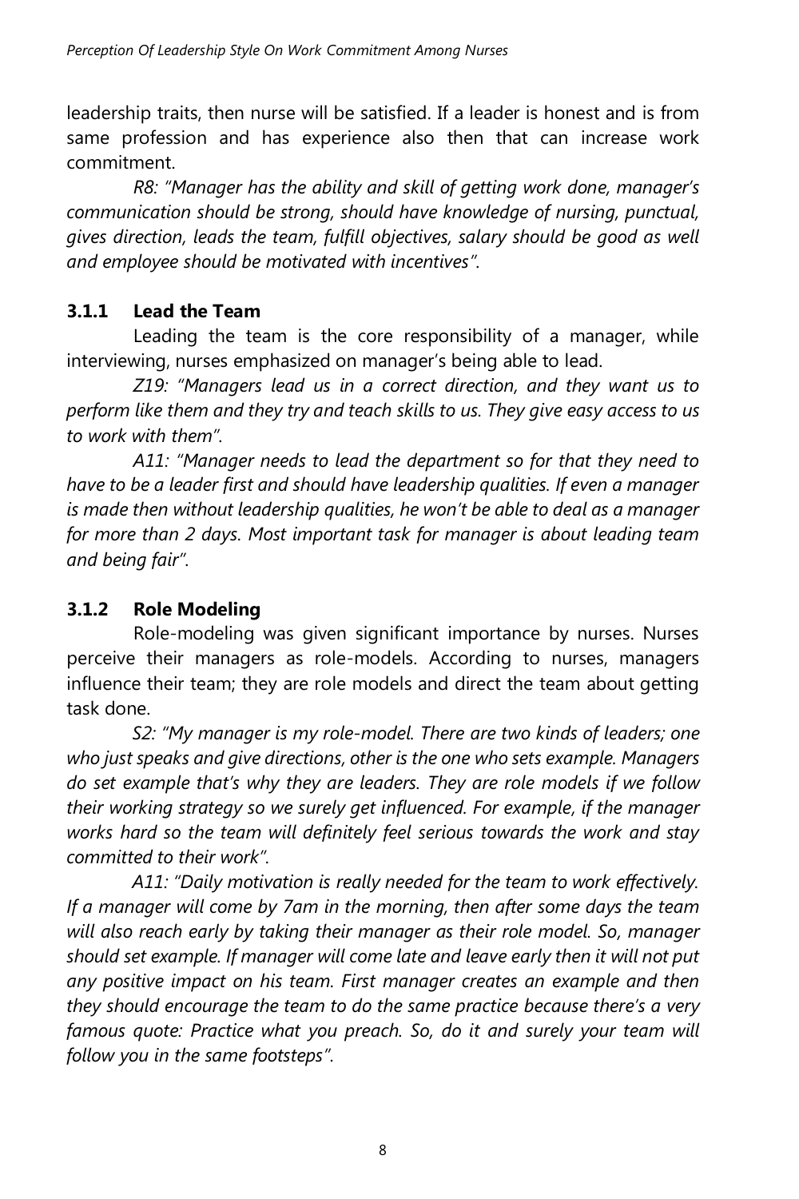leadership traits, then nurse will be satisfied. If a leader is honest and is from same profession and has experience also then that can increase work commitment.

*R8: "Manager has the ability and skill of getting work done, manager's communication should be strong, should have knowledge of nursing, punctual, gives direction, leads the team, fulfill objectives, salary should be good as well and employee should be motivated with incentives".*

### 3.1.1 Lead the Team

Leading the team is the core responsibility of a manager, while interviewing, nurses emphasized on manager's being able to lead.

*Z19: "Managers lead us in a correct direction, and they want us to perform like them and they try and teach skills to us. They give easy access to us to work with them".*

*A11: "Manager needs to lead the department so for that they need to have to be a leader first and should have leadership qualities. If even a manager is made then without leadership qualities, he won't be able to deal as a manager for more than 2 days. Most important task for manager is about leading team and being fair".*

### 3.1.2 Role Modeling

Role-modeling was given significant importance by nurses. Nurses perceive their managers as role-models. According to nurses, managers influence their team; they are role models and direct the team about getting task done.

*S2: "My manager is my role-model. There are two kinds of leaders; one who just speaks and give directions, other is the one who sets example. Managers do set example that's why they are leaders. They are role models if we follow their working strategy so we surely get influenced. For example, if the manager works hard so the team will definitely feel serious towards the work and stay committed to their work".*

*A11: "Daily motivation is really needed for the team to work effectively. If a manager will come by 7am in the morning, then after some days the team will also reach early by taking their manager as their role model. So, manager should set example. If manager will come late and leave early then it will not put any positive impact on his team. First manager creates an example and then they should encourage the team to do the same practice because there's a very famous quote: Practice what you preach. So, do it and surely your team will follow you in the same footsteps".*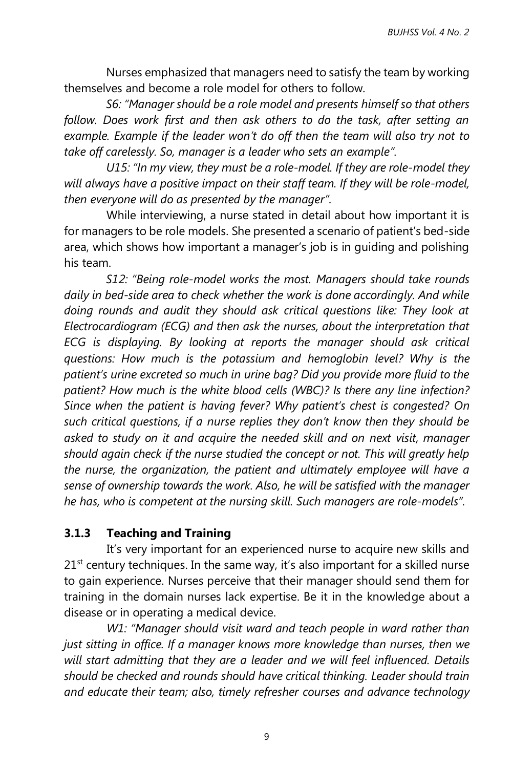Nurses emphasized that managers need to satisfy the team by working themselves and become a role model for others to follow.

*S6: "Manager should be a role model and presents himself so that others follow. Does work first and then ask others to do the task, after setting an example. Example if the leader won't do off then the team will also try not to take off carelessly. So, manager is a leader who sets an example".*

*U15: "In my view, they must be a role-model. If they are role-model they will always have a positive impact on their staff team. If they will be role-model, then everyone will do as presented by the manager".*

While interviewing, a nurse stated in detail about how important it is for managers to be role models. She presented a scenario of patient's bed-side area, which shows how important a manager's job is in guiding and polishing his team.

*S12: "Being role-model works the most. Managers should take rounds daily in bed-side area to check whether the work is done accordingly. And while doing rounds and audit they should ask critical questions like: They look at Electrocardiogram (ECG) and then ask the nurses, about the interpretation that ECG is displaying. By looking at reports the manager should ask critical questions: How much is the potassium and hemoglobin level? Why is the patient's urine excreted so much in urine bag? Did you provide more fluid to the patient? How much is the white blood cells (WBC)? Is there any line infection? Since when the patient is having fever? Why patient's chest is congested? On such critical questions, if a nurse replies they don't know then they should be asked to study on it and acquire the needed skill and on next visit, manager should again check if the nurse studied the concept or not. This will greatly help the nurse, the organization, the patient and ultimately employee will have a sense of ownership towards the work. Also, he will be satisfied with the manager he has, who is competent at the nursing skill. Such managers are role-models".*

### 3.1.3 Teaching and Training

It's very important for an experienced nurse to acquire new skills and 21st century techniques. In the same way, it's also important for a skilled nurse to gain experience. Nurses perceive that their manager should send them for training in the domain nurses lack expertise. Be it in the knowledge about a disease or in operating a medical device.

*W1: "Manager should visit ward and teach people in ward rather than just sitting in office. If a manager knows more knowledge than nurses, then we will start admitting that they are a leader and we will feel influenced. Details should be checked and rounds should have critical thinking. Leader should train and educate their team; also, timely refresher courses and advance technology*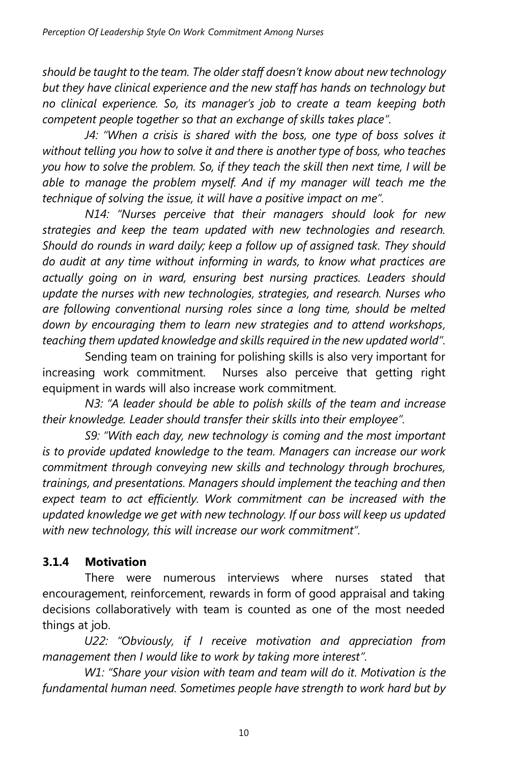*should be taught to the team. The older staff doesn't know about new technology but they have clinical experience and the new staff has hands on technology but no clinical experience. So, its manager's job to create a team keeping both competent people together so that an exchange of skills takes place".*

*J4: "When a crisis is shared with the boss, one type of boss solves it without telling you how to solve it and there is another type of boss, who teaches you how to solve the problem. So, if they teach the skill then next time, I will be able to manage the problem myself. And if my manager will teach me the technique of solving the issue, it will have a positive impact on me".*

*N14: "Nurses perceive that their managers should look for new strategies and keep the team updated with new technologies and research. Should do rounds in ward daily; keep a follow up of assigned task. They should do audit at any time without informing in wards, to know what practices are actually going on in ward, ensuring best nursing practices. Leaders should update the nurses with new technologies, strategies, and research. Nurses who are following conventional nursing roles since a long time, should be melted down by encouraging them to learn new strategies and to attend workshops, teaching them updated knowledge and skills required in the new updated world".*

Sending team on training for polishing skills is also very important for increasing work commitment. Nurses also perceive that getting right equipment in wards will also increase work commitment.

*N3: "A leader should be able to polish skills of the team and increase their knowledge. Leader should transfer their skills into their employee".*

*S9: "With each day, new technology is coming and the most important is to provide updated knowledge to the team. Managers can increase our work commitment through conveying new skills and technology through brochures, trainings, and presentations. Managers should implement the teaching and then expect team to act efficiently. Work commitment can be increased with the updated knowledge we get with new technology. If our boss will keep us updated with new technology, this will increase our work commitment".*

### 3.1.4 Motivation

There were numerous interviews where nurses stated that encouragement, reinforcement, rewards in form of good appraisal and taking decisions collaboratively with team is counted as one of the most needed things at job.

*U22: "Obviously, if I receive motivation and appreciation from management then I would like to work by taking more interest".*

*W1: "Share your vision with team and team will do it. Motivation is the fundamental human need. Sometimes people have strength to work hard but by*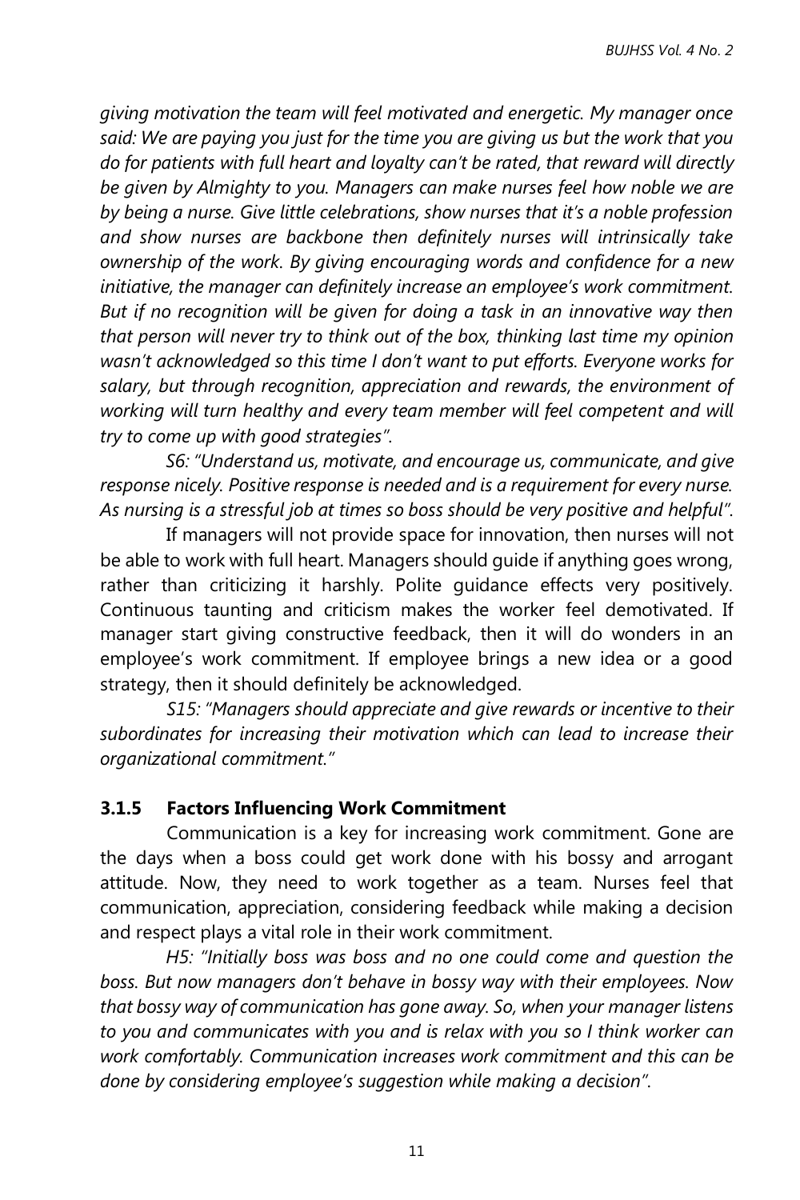*giving motivation the team will feel motivated and energetic. My manager once said: We are paying you just for the time you are giving us but the work that you do for patients with full heart and loyalty can't be rated, that reward will directly be given by Almighty to you. Managers can make nurses feel how noble we are by being a nurse. Give little celebrations, show nurses that it's a noble profession and show nurses are backbone then definitely nurses will intrinsically take ownership of the work. By giving encouraging words and confidence for a new initiative, the manager can definitely increase an employee's work commitment. But if no recognition will be given for doing a task in an innovative way then that person will never try to think out of the box, thinking last time my opinion wasn't acknowledged so this time I don't want to put efforts. Everyone works for salary, but through recognition, appreciation and rewards, the environment of working will turn healthy and every team member will feel competent and will try to come up with good strategies".*

*S6: "Understand us, motivate, and encourage us, communicate, and give response nicely. Positive response is needed and is a requirement for every nurse. As nursing is a stressful job at times so boss should be very positive and helpful".*

If managers will not provide space for innovation, then nurses will not be able to work with full heart. Managers should guide if anything goes wrong, rather than criticizing it harshly. Polite guidance effects very positively. Continuous taunting and criticism makes the worker feel demotivated. If manager start giving constructive feedback, then it will do wonders in an employee's work commitment. If employee brings a new idea or a good strategy, then it should definitely be acknowledged.

*S15: "Managers should appreciate and give rewards or incentive to their subordinates for increasing their motivation which can lead to increase their organizational commitment."*

### 3.1.5 Factors Influencing Work Commitment

Communication is a key for increasing work commitment. Gone are the days when a boss could get work done with his bossy and arrogant attitude. Now, they need to work together as a team. Nurses feel that communication, appreciation, considering feedback while making a decision and respect plays a vital role in their work commitment.

*H5: "Initially boss was boss and no one could come and question the boss. But now managers don't behave in bossy way with their employees. Now that bossy way of communication has gone away. So, when your manager listens to you and communicates with you and is relax with you so I think worker can work comfortably. Communication increases work commitment and this can be done by considering employee's suggestion while making a decision".*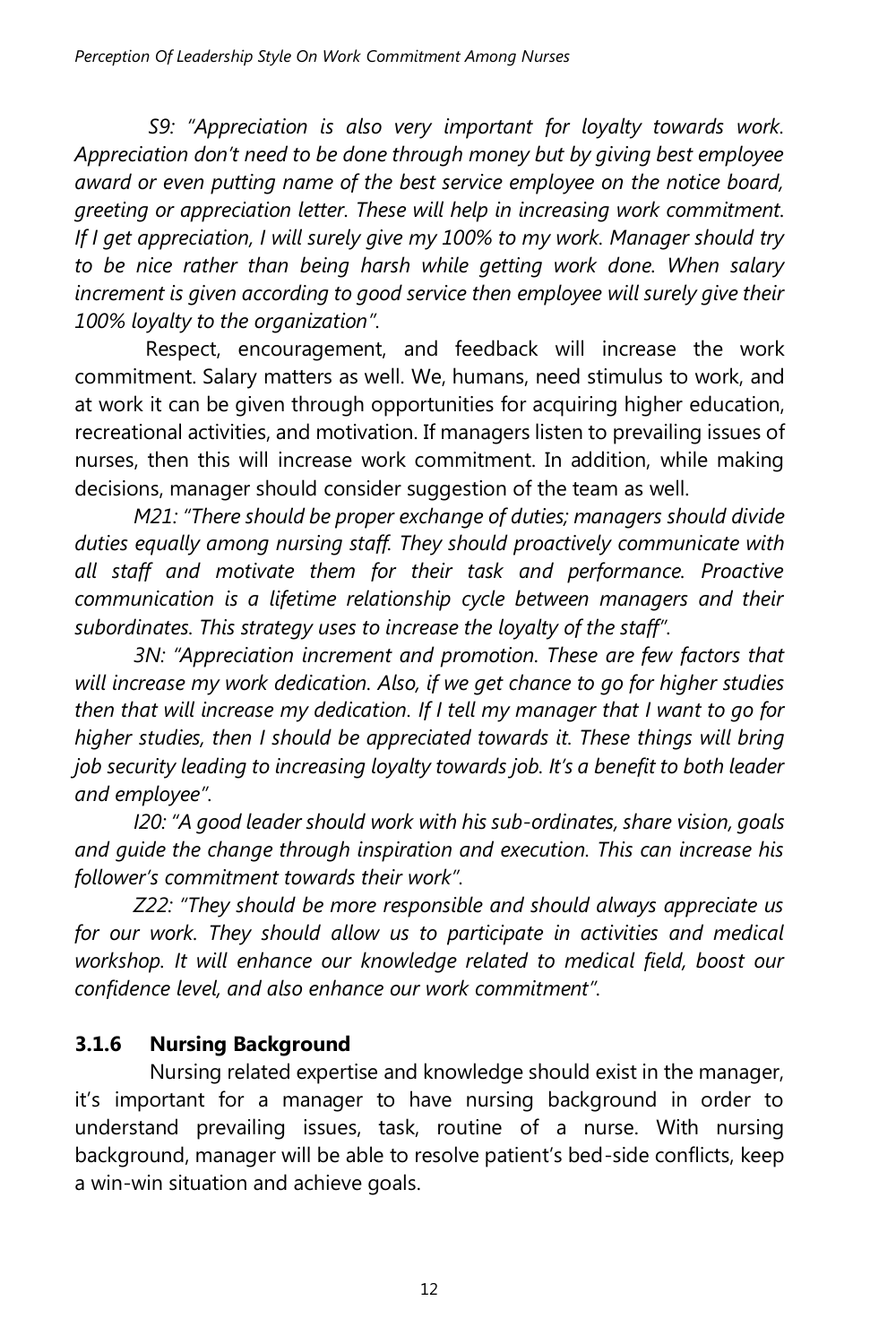*S9: "Appreciation is also very important for loyalty towards work. Appreciation don't need to be done through money but by giving best employee award or even putting name of the best service employee on the notice board, greeting or appreciation letter. These will help in increasing work commitment. If I get appreciation, I will surely give my 100% to my work. Manager should try to be nice rather than being harsh while getting work done. When salary increment is given according to good service then employee will surely give their 100% loyalty to the organization".*

Respect, encouragement, and feedback will increase the work commitment. Salary matters as well. We, humans, need stimulus to work, and at work it can be given through opportunities for acquiring higher education, recreational activities, and motivation. If managers listen to prevailing issues of nurses, then this will increase work commitment. In addition, while making decisions, manager should consider suggestion of the team as well.

*M21: "There should be proper exchange of duties; managers should divide duties equally among nursing staff. They should proactively communicate with all staff and motivate them for their task and performance. Proactive communication is a lifetime relationship cycle between managers and their subordinates. This strategy uses to increase the loyalty of the staff".*

*3N: "Appreciation increment and promotion. These are few factors that will increase my work dedication. Also, if we get chance to go for higher studies then that will increase my dedication. If I tell my manager that I want to go for higher studies, then I should be appreciated towards it. These things will bring job security leading to increasing loyalty towards job. It's a benefit to both leader and employee".*

*I20: "A good leader should work with his sub-ordinates, share vision, goals and guide the change through inspiration and execution. This can increase his follower's commitment towards their work".*

*Z22: "They should be more responsible and should always appreciate us for our work. They should allow us to participate in activities and medical workshop. It will enhance our knowledge related to medical field, boost our confidence level, and also enhance our work commitment".*

### 3.1.6 Nursing Background

Nursing related expertise and knowledge should exist in the manager, it's important for a manager to have nursing background in order to understand prevailing issues, task, routine of a nurse. With nursing background, manager will be able to resolve patient's bed-side conflicts, keep a win-win situation and achieve goals.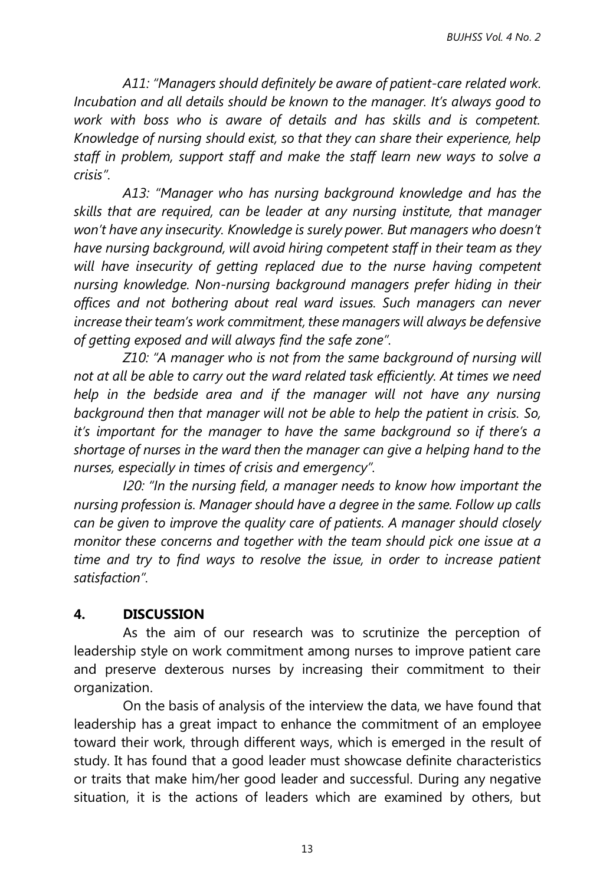*A11: "Managers should definitely be aware of patient-care related work. Incubation and all details should be known to the manager. It's always good to work with boss who is aware of details and has skills and is competent. Knowledge of nursing should exist, so that they can share their experience, help staff in problem, support staff and make the staff learn new ways to solve a crisis".*

*A13: "Manager who has nursing background knowledge and has the skills that are required, can be leader at any nursing institute, that manager won't have any insecurity. Knowledge is surely power. But managers who doesn't have nursing background, will avoid hiring competent staff in their team as they will have insecurity of getting replaced due to the nurse having competent nursing knowledge. Non-nursing background managers prefer hiding in their offices and not bothering about real ward issues. Such managers can never increase their team's work commitment, these managers will always be defensive of getting exposed and will always find the safe zone".*

*Z10: "A manager who is not from the same background of nursing will not at all be able to carry out the ward related task efficiently. At times we need help in the bedside area and if the manager will not have any nursing background then that manager will not be able to help the patient in crisis. So, it's important for the manager to have the same background so if there's a shortage of nurses in the ward then the manager can give a helping hand to the nurses, especially in times of crisis and emergency".*

*I20: "In the nursing field, a manager needs to know how important the nursing profession is. Manager should have a degree in the same. Follow up calls can be given to improve the quality care of patients. A manager should closely monitor these concerns and together with the team should pick one issue at a time and try to find ways to resolve the issue, in order to increase patient satisfaction".*

## 4. DISCUSSION

As the aim of our research was to scrutinize the perception of leadership style on work commitment among nurses to improve patient care and preserve dexterous nurses by increasing their commitment to their organization.

On the basis of analysis of the interview the data, we have found that leadership has a great impact to enhance the commitment of an employee toward their work, through different ways, which is emerged in the result of study. It has found that a good leader must showcase definite characteristics or traits that make him/her good leader and successful. During any negative situation, it is the actions of leaders which are examined by others, but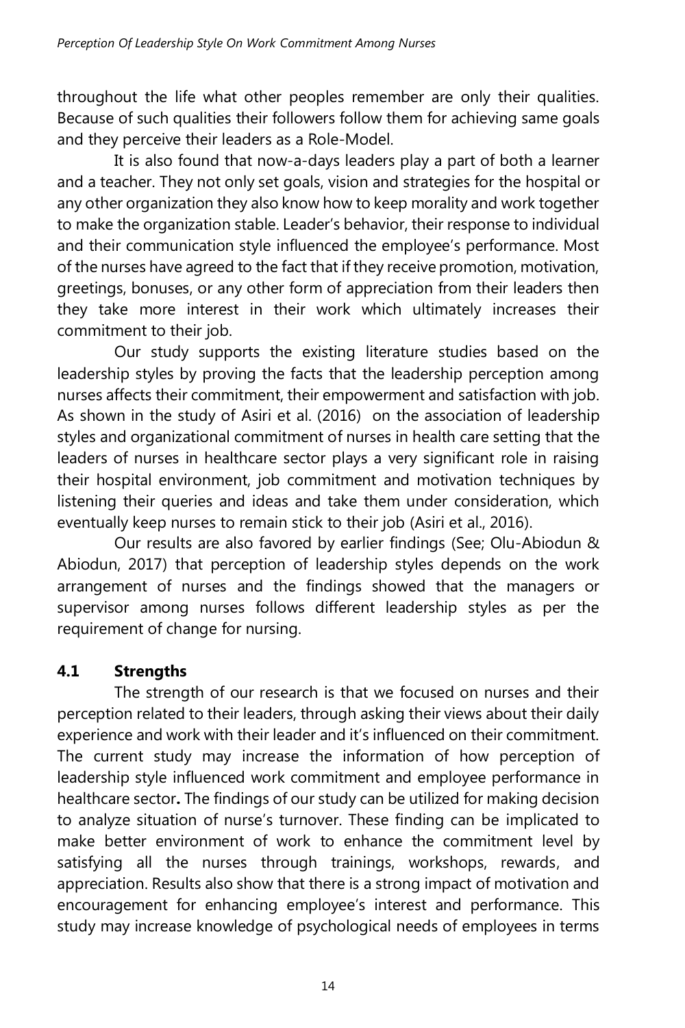throughout the life what other peoples remember are only their qualities. Because of such qualities their followers follow them for achieving same goals and they perceive their leaders as a Role-Model.

It is also found that now-a-days leaders play a part of both a learner and a teacher. They not only set goals, vision and strategies for the hospital or any other organization they also know how to keep morality and work together to make the organization stable. Leader's behavior, their response to individual and their communication style influenced the employee's performance. Most of the nurses have agreed to the fact that if they receive promotion, motivation, greetings, bonuses, or any other form of appreciation from their leaders then they take more interest in their work which ultimately increases their commitment to their job.

Our study supports the existing literature studies based on the leadership styles by proving the facts that the leadership perception among nurses affects their commitment, their empowerment and satisfaction with job. As shown in the study of Asiri et al. (2016) on the association of leadership styles and organizational commitment of nurses in health care setting that the leaders of nurses in healthcare sector plays a very significant role in raising their hospital environment, job commitment and motivation techniques by listening their queries and ideas and take them under consideration, which eventually keep nurses to remain stick to their job (Asiri et al., 2016).

Our results are also favored by earlier findings (See; Olu-Abiodun & Abiodun, 2017) that perception of leadership styles depends on the work arrangement of nurses and the findings showed that the managers or supervisor among nurses follows different leadership styles as per the requirement of change for nursing.

## 4.1 Strengths

The strength of our research is that we focused on nurses and their perception related to their leaders, through asking their views about their daily experience and work with their leader and it's influenced on their commitment. The current study may increase the information of how perception of leadership style influenced work commitment and employee performance in healthcare sector**.** The findings of our study can be utilized for making decision to analyze situation of nurse's turnover. These finding can be implicated to make better environment of work to enhance the commitment level by satisfying all the nurses through trainings, workshops, rewards, and appreciation. Results also show that there is a strong impact of motivation and encouragement for enhancing employee's interest and performance. This study may increase knowledge of psychological needs of employees in terms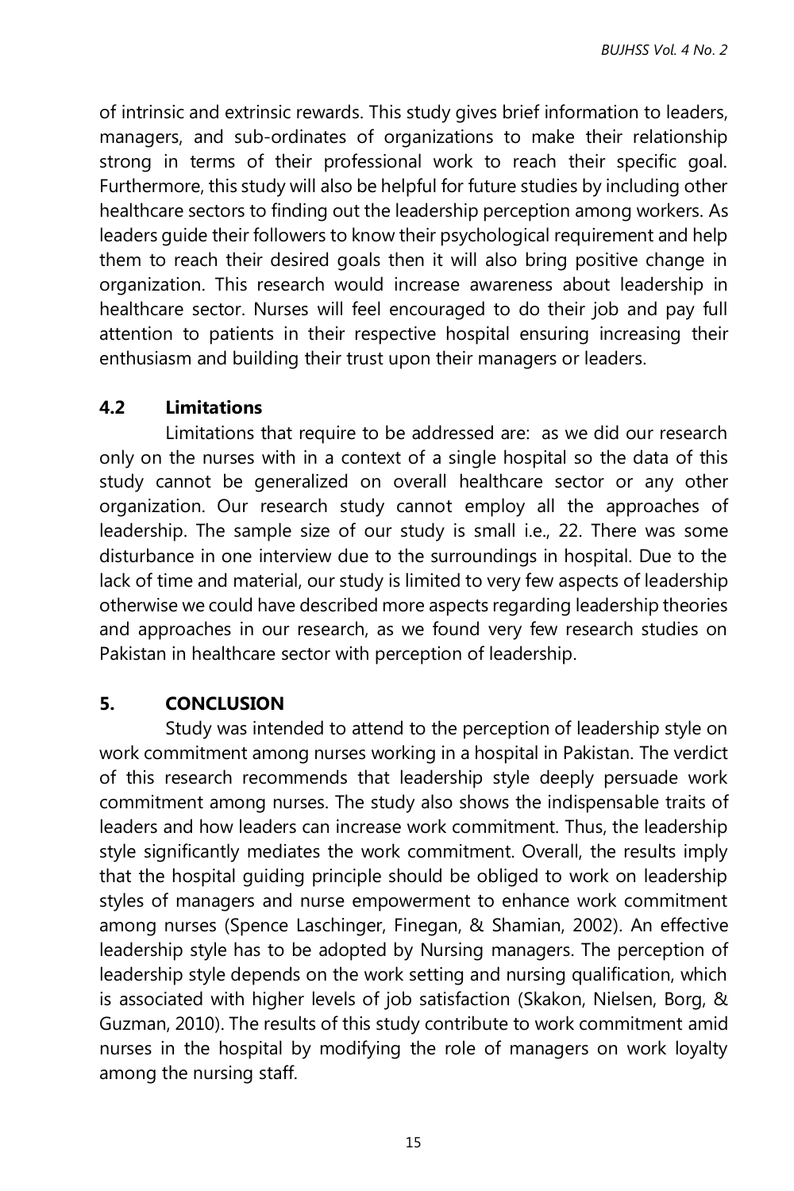of intrinsic and extrinsic rewards. This study gives brief information to leaders, managers, and sub-ordinates of organizations to make their relationship strong in terms of their professional work to reach their specific goal. Furthermore, this study will also be helpful for future studies by including other healthcare sectors to finding out the leadership perception among workers. As leaders guide their followers to know their psychological requirement and help them to reach their desired goals then it will also bring positive change in organization. This research would increase awareness about leadership in healthcare sector. Nurses will feel encouraged to do their job and pay full attention to patients in their respective hospital ensuring increasing their enthusiasm and building their trust upon their managers or leaders.

### 4.2 Limitations

Limitations that require to be addressed are: as we did our research only on the nurses with in a context of a single hospital so the data of this study cannot be generalized on overall healthcare sector or any other organization. Our research study cannot employ all the approaches of leadership. The sample size of our study is small i.e., 22. There was some disturbance in one interview due to the surroundings in hospital. Due to the lack of time and material, our study is limited to very few aspects of leadership otherwise we could have described more aspects regarding leadership theories and approaches in our research, as we found very few research studies on Pakistan in healthcare sector with perception of leadership.

## 5. CONCLUSION

Study was intended to attend to the perception of leadership style on work commitment among nurses working in a hospital in Pakistan. The verdict of this research recommends that leadership style deeply persuade work commitment among nurses. The study also shows the indispensable traits of leaders and how leaders can increase work commitment. Thus, the leadership style significantly mediates the work commitment. Overall, the results imply that the hospital guiding principle should be obliged to work on leadership styles of managers and nurse empowerment to enhance work commitment among nurses (Spence Laschinger, Finegan, & Shamian, 2002). An effective leadership style has to be adopted by Nursing managers. The perception of leadership style depends on the work setting and nursing qualification, which is associated with higher levels of job satisfaction (Skakon, Nielsen, Borg, & Guzman, 2010). The results of this study contribute to work commitment amid nurses in the hospital by modifying the role of managers on work loyalty among the nursing staff.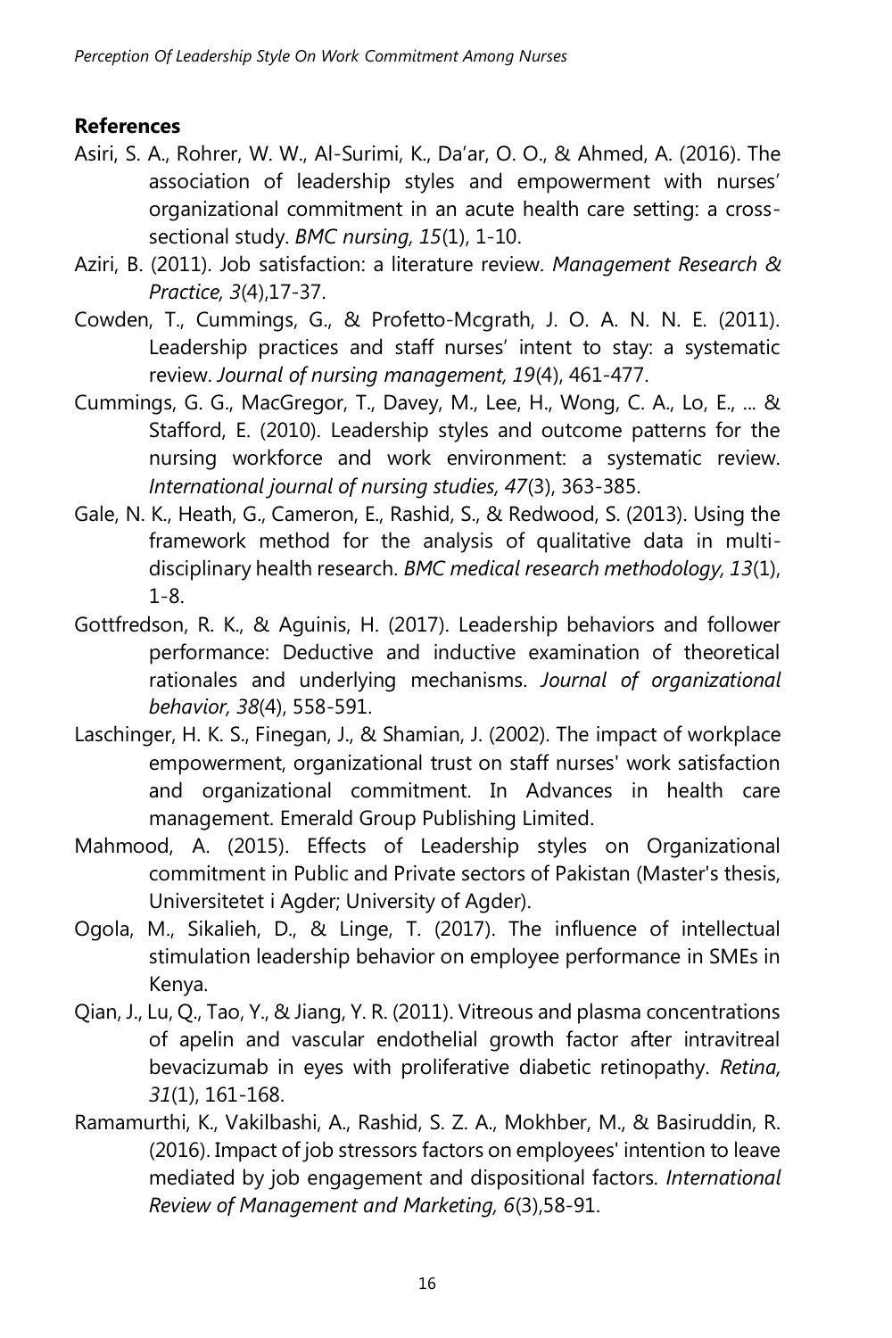## References

Asiri, S. A., Rohrer, W. W., Al-Surimi, K., Da'ar, O. O., & Ahmed, A. (2016). The association of leadership styles and empowerment with nurses' organizational commitment in an acute health care setting: a cross-sectional study. *BMC nursing, 15*(1), 1-10.

Aziri, B. (2011). Job satisfaction: a literature review. *Management Research & Practice, 3*(4),17-37.

Cowden, T., Cummings, G., & Profetto-Mcgrath, J. O. A. N. N. E. (2011). Leadership practices and staff nurses' intent to stay: a systematic review. *Journal of nursing management, 19*(4), 461-477.

Cummings, G. G., MacGregor, T., Davey, M., Lee, H., Wong, C. A., Lo, E., ... & Stafford, E. (2010). Leadership styles and outcome patterns for the nursing workforce and work environment: a systematic review. *International journal of nursing studies, 47*(3), 363-385.

Gale, N. K., Heath, G., Cameron, E., Rashid, S., & Redwood, S. (2013). Using the framework method for the analysis of qualitative data in multi-disciplinary health research. *BMC medical research methodology, 13*(1), 1-8.

Gottfredson, R. K., & Aguinis, H. (2017). Leadership behaviors and follower performance: Deductive and inductive examination of theoretical rationales and underlying mechanisms. *Journal of organizational behavior, 38*(4), 558-591.

Laschinger, H. K. S., Finegan, J., & Shamian, J. (2002). The impact of workplace empowerment, organizational trust on staff nurses' work satisfaction and organizational commitment. In Advances in health care management. Emerald Group Publishing Limited.

Mahmood, A. (2015). Effects of Leadership styles on Organizational commitment in Public and Private sectors of Pakistan (Master's thesis, Universitetet i Agder; University of Agder).

Ogola, M., Sikalieh, D., & Linge, T. (2017). The influence of intellectual stimulation leadership behavior on employee performance in SMEs in Kenya.

Qian, J., Lu, Q., Tao, Y., & Jiang, Y. R. (2011). Vitreous and plasma concentrations of apelin and vascular endothelial growth factor after intravitreal bevacizumab in eyes with proliferative diabetic retinopathy. *Retina, 31*(1), 161-168.

Ramamurthi, K., Vakilbashi, A., Rashid, S. Z. A., Mokhber, M., & Basiruddin, R. (2016). Impact of job stressors factors on employees' intention to leave mediated by job engagement and dispositional factors. *International Review of Management and Marketing, 6*(3),58-91.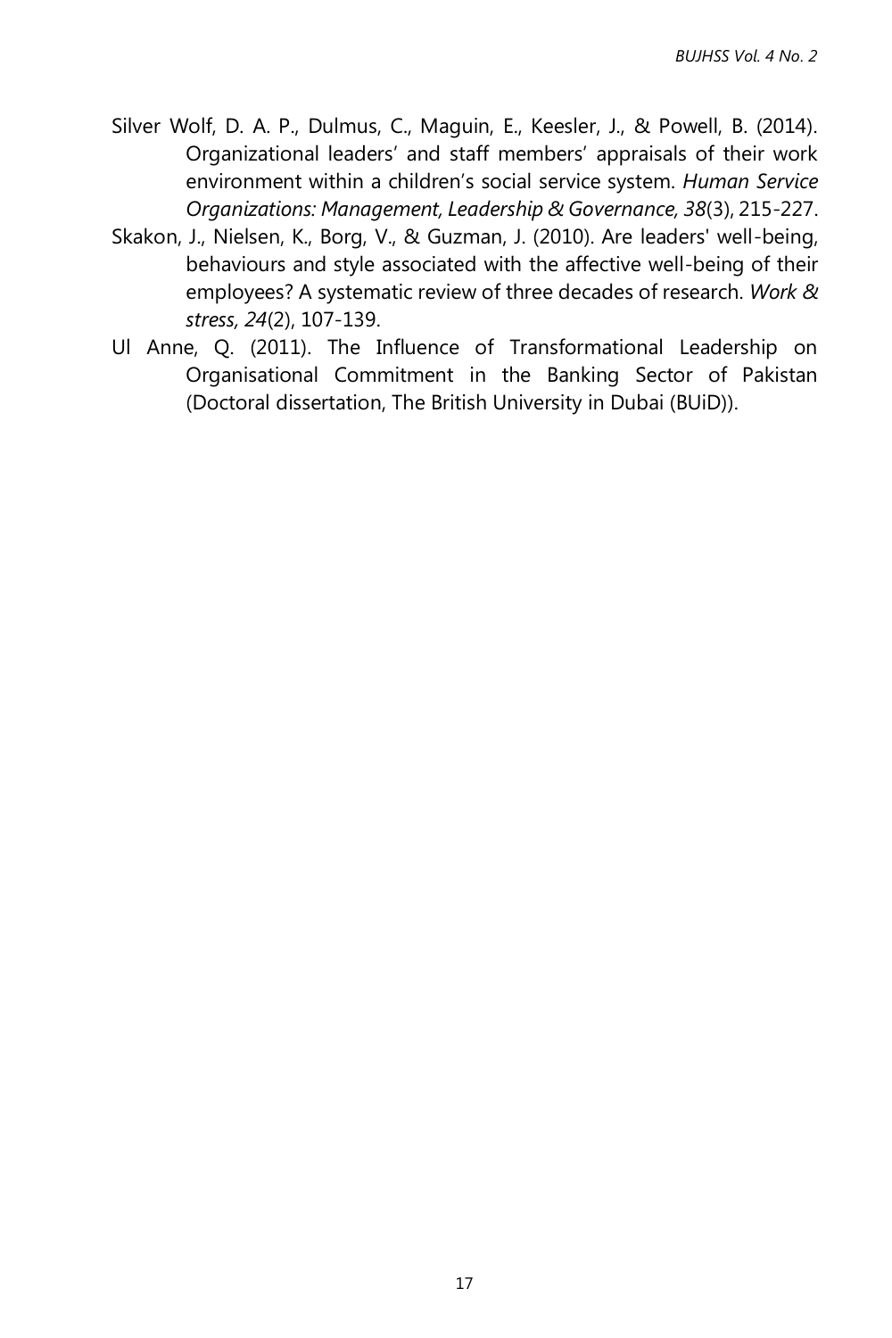Silver Wolf, D. A. P., Dulmus, C., Maguin, E., Keesler, J., & Powell, B. (2014). Organizational leaders' and staff members' appraisals of their work environment within a children's social service system. *Human Service Organizations: Management, Leadership & Governance, 38*(3), 215-227.

Skakon, J., Nielsen, K., Borg, V., & Guzman, J. (2010). Are leaders' well-being, behaviours and style associated with the affective well-being of their employees? A systematic review of three decades of research. *Work & stress, 24*(2), 107-139.

Ul Anne, Q. (2011). The Influence of Transformational Leadership on Organisational Commitment in the Banking Sector of Pakistan (Doctoral dissertation, The British University in Dubai (BUiD)).